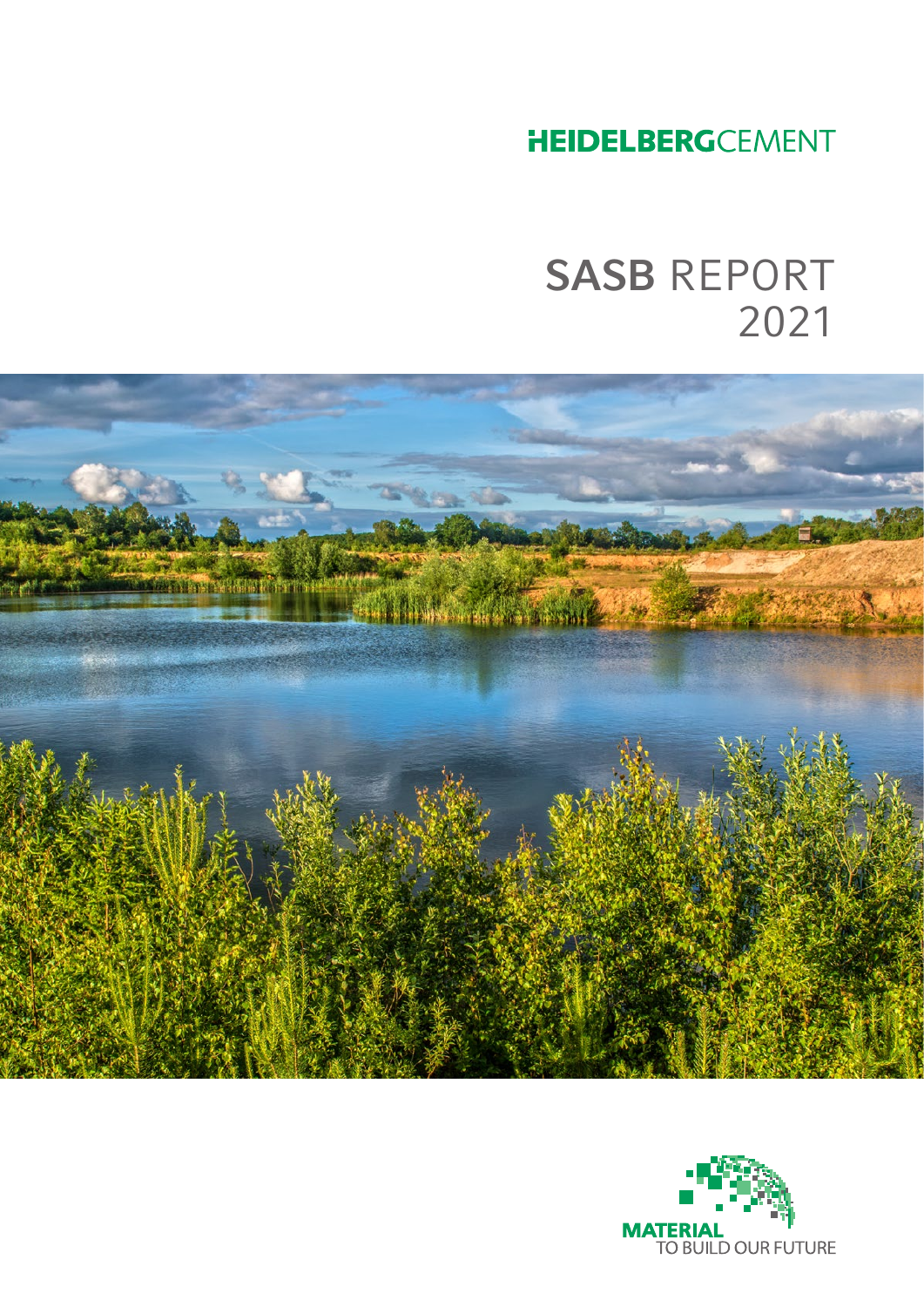HEIDELBERGCEMENT

# SASB REPORT 2021

MATERIAL TO BUILD OUR FUTURE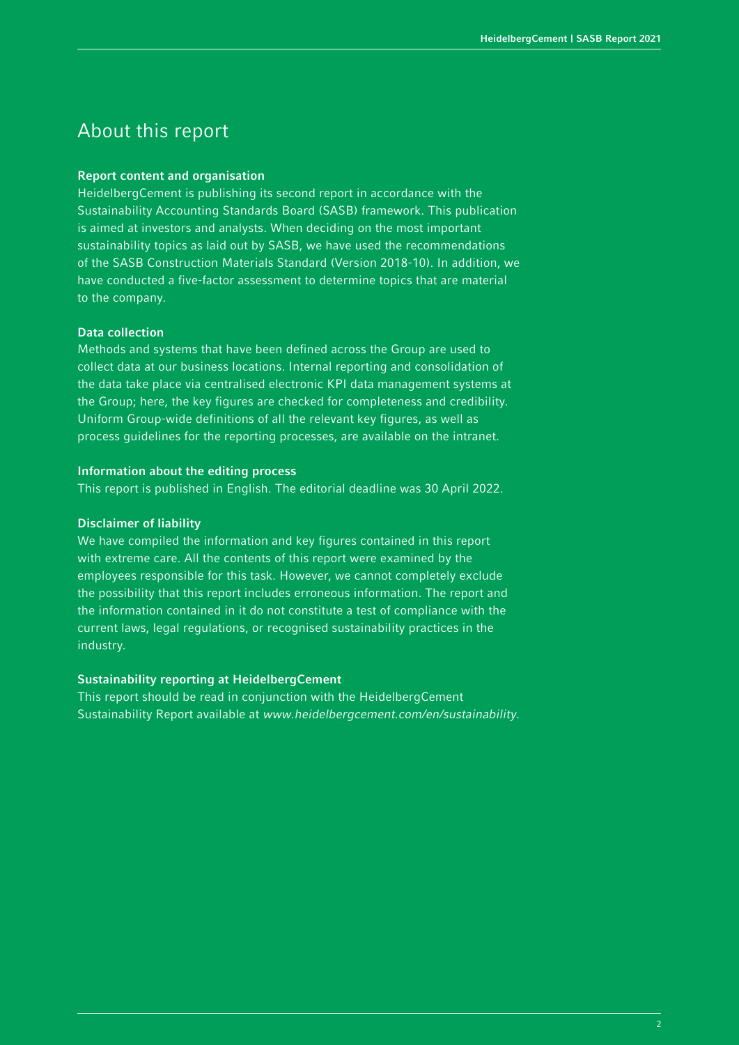# About this report

### Report content and organisation

HeidelbergCement is publishing its second report in accordance with the Sustainability Accounting Standards Board (SASB) framework. This publication is aimed at investors and analysts. When deciding on the most important sustainability topics as laid out by SASB, we have used the recommendations of the SASB Construction Materials Standard (Version 2018-10). In addition, we have conducted a five-factor assessment to determine topics that are material to the company.

### Data collection

Methods and systems that have been defined across the Group are used to collect data at our business locations. Internal reporting and consolidation of the data take place via centralised electronic KPI data management systems at the Group; here, the key figures are checked for completeness and credibility. Uniform Group-wide definitions of all the relevant key figures, as well as process guidelines for the reporting processes, are available on the intranet.

### Information about the editing process

This report is published in English. The editorial deadline was 30 April 2022.

### Disclaimer of liability

We have compiled the information and key figures contained in this report with extreme care. All the contents of this report were examined by the employees responsible for this task. However, we cannot completely exclude the possibility that this report includes erroneous information. The report and the information contained in it do not constitute a test of compliance with the current laws, legal regulations, or recognised sustainability practices in the industry.

### Sustainability reporting at HeidelbergCement

This report should be read in conjunction with the HeidelbergCement Sustainability Report available at *www.heidelbergcement.com/en/sustainability*.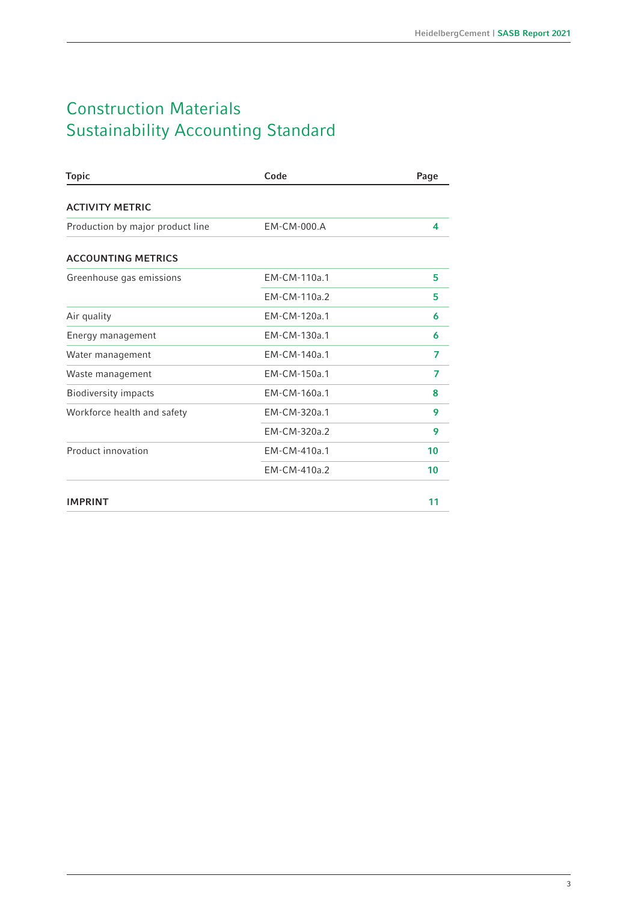# Construction Materials
# Sustainability Accounting Standard

| Topic | Code | Page |
|---|---|---|
| **ACTIVITY METRIC** | | |
| Production by major product line | EM-CM-000.A | 4 |
| **ACCOUNTING METRICS** | | |
| Greenhouse gas emissions | EM-CM-110a.1 | 5 |
| | EM-CM-110a.2 | 5 |
| Air quality | EM-CM-120a.1 | 6 |
| Energy management | EM-CM-130a.1 | 6 |
| Water management | EM-CM-140a.1 | 7 |
| Waste management | EM-CM-150a.1 | 7 |
| Biodiversity impacts | EM-CM-160a.1 | 8 |
| Workforce health and safety | EM-CM-320a.1 | 9 |
| | EM-CM-320a.2 | 9 |
| Product innovation | EM-CM-410a.1 | 10 |
| | EM-CM-410a.2 | 10 |
| **IMPRINT** | | 11 |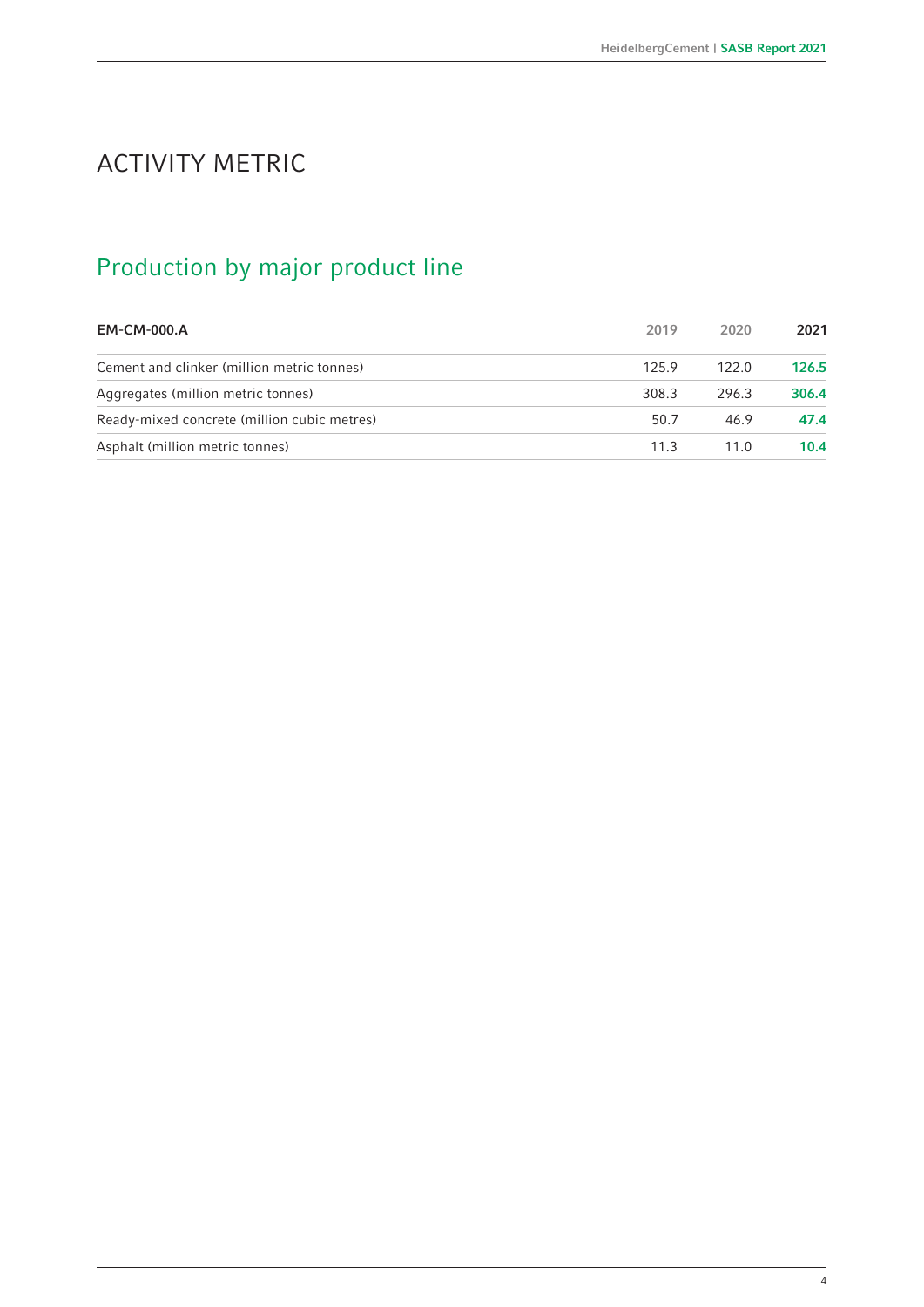# ACTIVITY METRIC

## Production by major product line

| EM-CM-000.A | 2019 | 2020 | 2021 |
|---|---|---|---|
| Cement and clinker (million metric tonnes) | 125.9 | 122.0 | **126.5** |
| Aggregates (million metric tonnes) | 308.3 | 296.3 | **306.4** |
| Ready-mixed concrete (million cubic metres) | 50.7 | 46.9 | **47.4** |
| Asphalt (million metric tonnes) | 11.3 | 11.0 | **10.4** |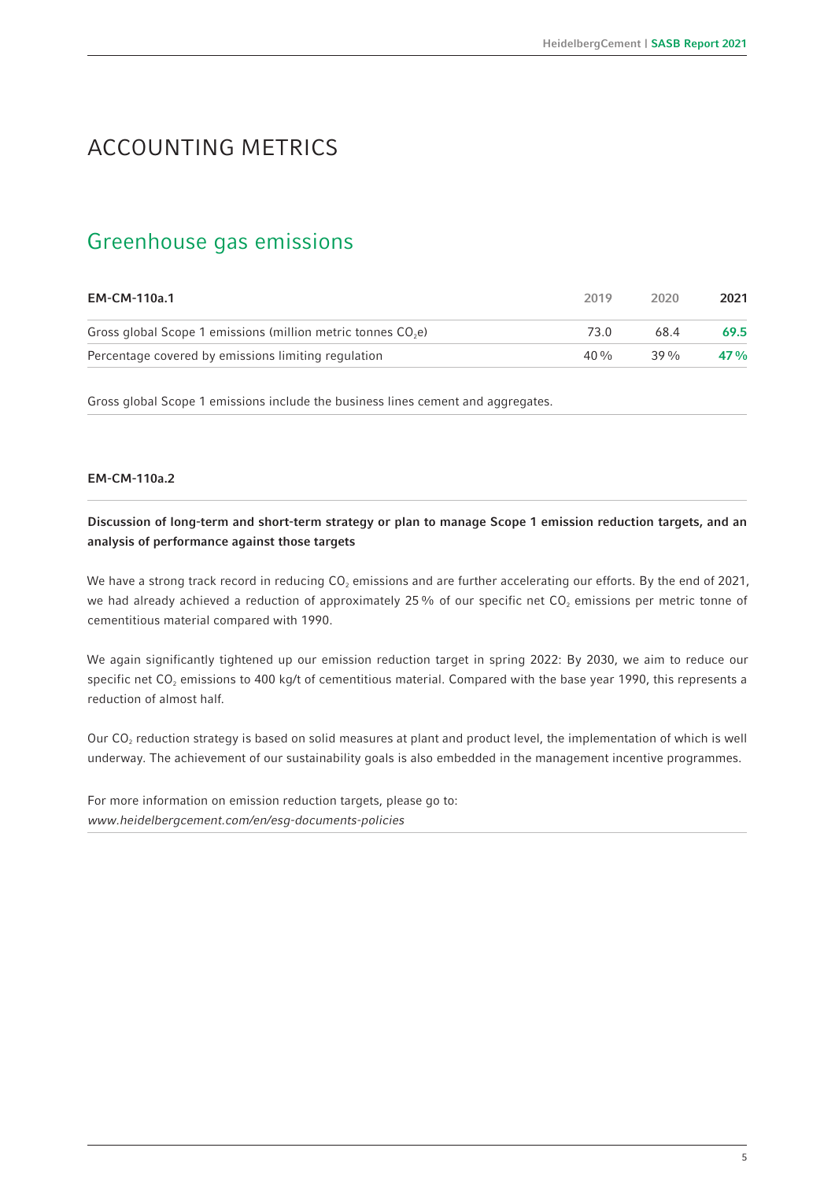# ACCOUNTING METRICS

## Greenhouse gas emissions

| EM-CM-110a.1 | 2019 | 2020 | 2021 |
|---|---|---|---|
| Gross global Scope 1 emissions (million metric tonnes $CO_2e$) | 73.0 | 68.4 | **69.5** |
| Percentage covered by emissions limiting regulation | 40 % | 39 % | **47 %** |

Gross global Scope 1 emissions include the business lines cement and aggregates.

**EM-CM-110a.2**

**Discussion of long-term and short-term strategy or plan to manage Scope 1 emission reduction targets, and an analysis of performance against those targets**

We have a strong track record in reducing $CO_2$ emissions and are further accelerating our efforts. By the end of 2021, we had already achieved a reduction of approximately 25 % of our specific net $CO_2$ emissions per metric tonne of cementitious material compared with 1990.

We again significantly tightened up our emission reduction target in spring 2022: By 2030, we aim to reduce our specific net $CO_2$ emissions to 400 kg/t of cementitious material. Compared with the base year 1990, this represents a reduction of almost half.

Our $CO_2$ reduction strategy is based on solid measures at plant and product level, the implementation of which is well underway. The achievement of our sustainability goals is also embedded in the management incentive programmes.

For more information on emission reduction targets, please go to:
*www.heidelbergcement.com/en/esg-documents-policies*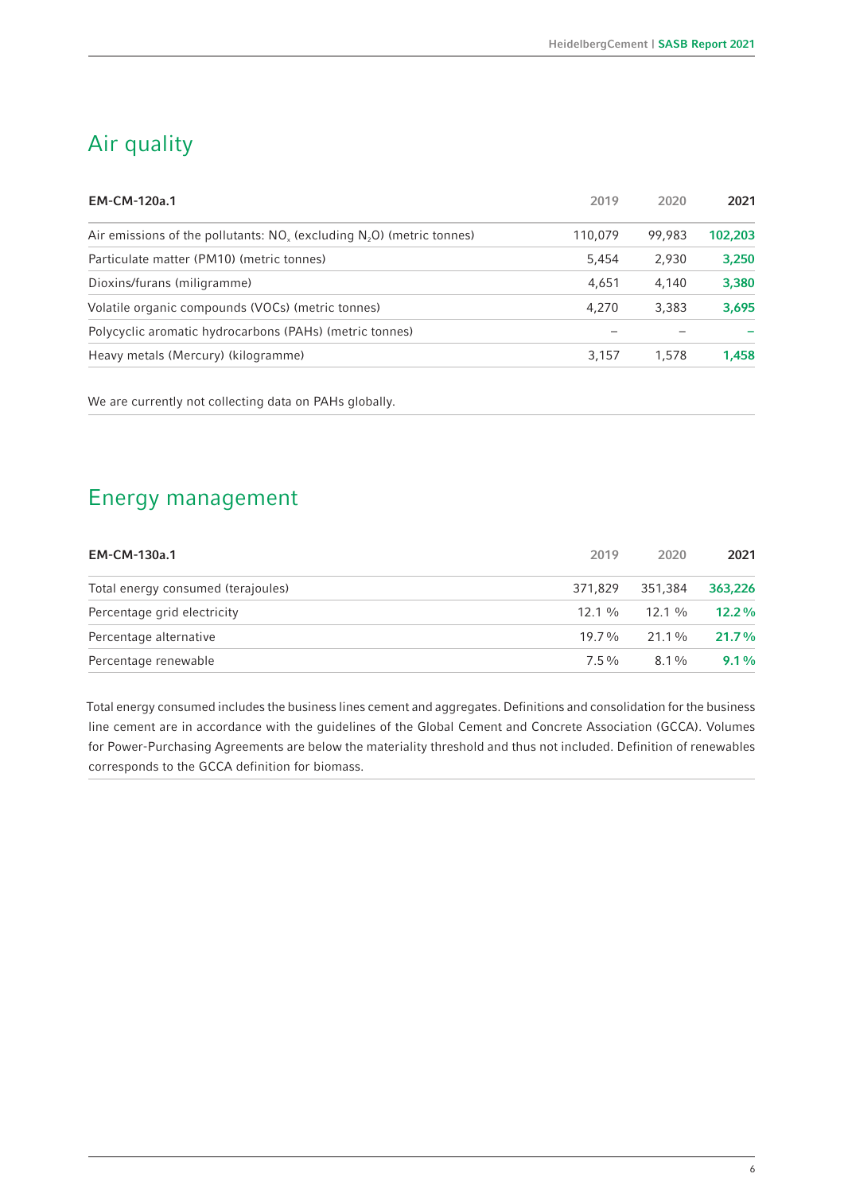## Air quality

| EM-CM-120a.1 | 2019 | 2020 | 2021 |
|---|---|---|---|
| Air emissions of the pollutants: $NO_x$ (excluding $N_2O$) (metric tonnes) | 110,079 | 99,983 | **102,203** |
| Particulate matter (PM10) (metric tonnes) | 5,454 | 2,930 | **3,250** |
| Dioxins/furans (miligramme) | 4,651 | 4,140 | **3,380** |
| Volatile organic compounds (VOCs) (metric tonnes) | 4,270 | 3,383 | **3,695** |
| Polycyclic aromatic hydrocarbons (PAHs) (metric tonnes) | – | – | **–** |
| Heavy metals (Mercury) (kilogramme) | 3,157 | 1,578 | **1,458** |

We are currently not collecting data on PAHs globally.

## Energy management

| EM-CM-130a.1 | 2019 | 2020 | 2021 |
|---|---|---|---|
| Total energy consumed (terajoules) | 371,829 | 351,384 | **363,226** |
| Percentage grid electricity | 12.1 % | 12.1 % | **12.2 %** |
| Percentage alternative | 19.7 % | 21.1 % | **21.7 %** |
| Percentage renewable | 7.5 % | 8.1 % | **9.1 %** |

Total energy consumed includes the business lines cement and aggregates. Definitions and consolidation for the business line cement are in accordance with the guidelines of the Global Cement and Concrete Association (GCCA). Volumes for Power-Purchasing Agreements are below the materiality threshold and thus not included. Definition of renewables corresponds to the GCCA definition for biomass.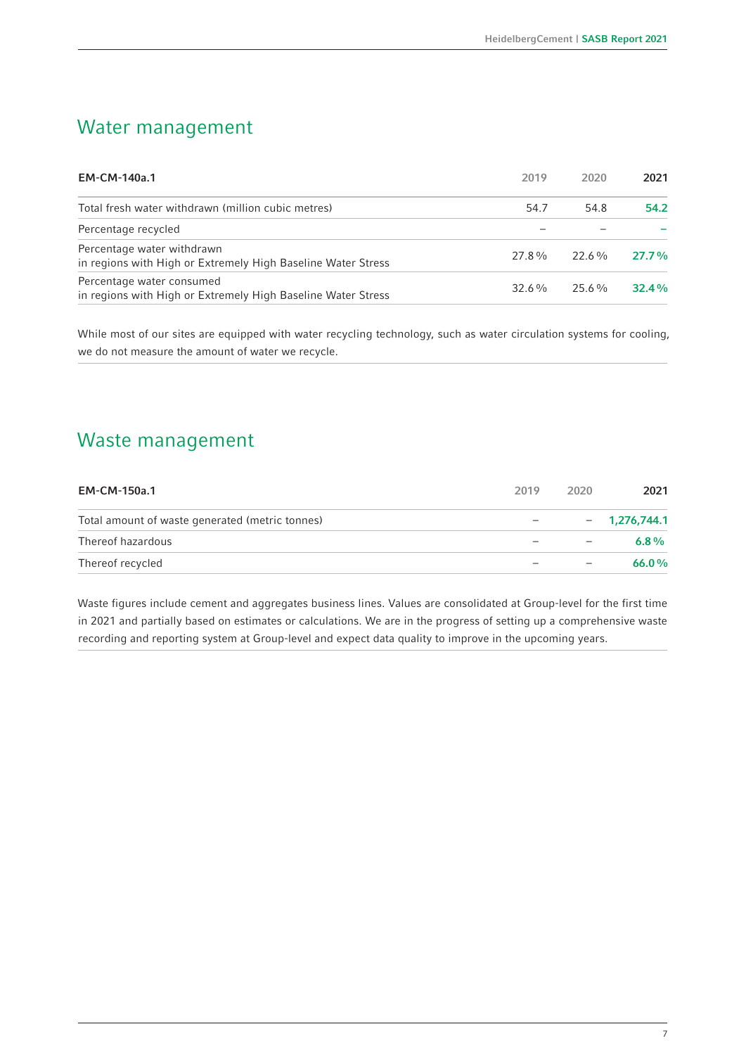## Water management

| EM-CM-140a.1 | 2019 | 2020 | 2021 |
| --- | --- | --- | --- |
| Total fresh water withdrawn (million cubic metres) | 54.7 | 54.8 | **54.2** |
| Percentage recycled | – | – | **–** |
| Percentage water withdrawn in regions with High or Extremely High Baseline Water Stress | 27.8 % | 22.6 % | **27.7 %** |
| Percentage water consumed in regions with High or Extremely High Baseline Water Stress | 32.6 % | 25.6 % | **32.4 %** |

While most of our sites are equipped with water recycling technology, such as water circulation systems for cooling, we do not measure the amount of water we recycle.

## Waste management

| EM-CM-150a.1 | 2019 | 2020 | 2021 |
| --- | --- | --- | --- |
| Total amount of waste generated (metric tonnes) | – | – | **1,276,744.1** |
| Thereof hazardous | – | – | **6.8 %** |
| Thereof recycled | – | – | **66.0 %** |

Waste figures include cement and aggregates business lines. Values are consolidated at Group-level for the first time in 2021 and partially based on estimates or calculations. We are in the progress of setting up a comprehensive waste recording and reporting system at Group-level and expect data quality to improve in the upcoming years.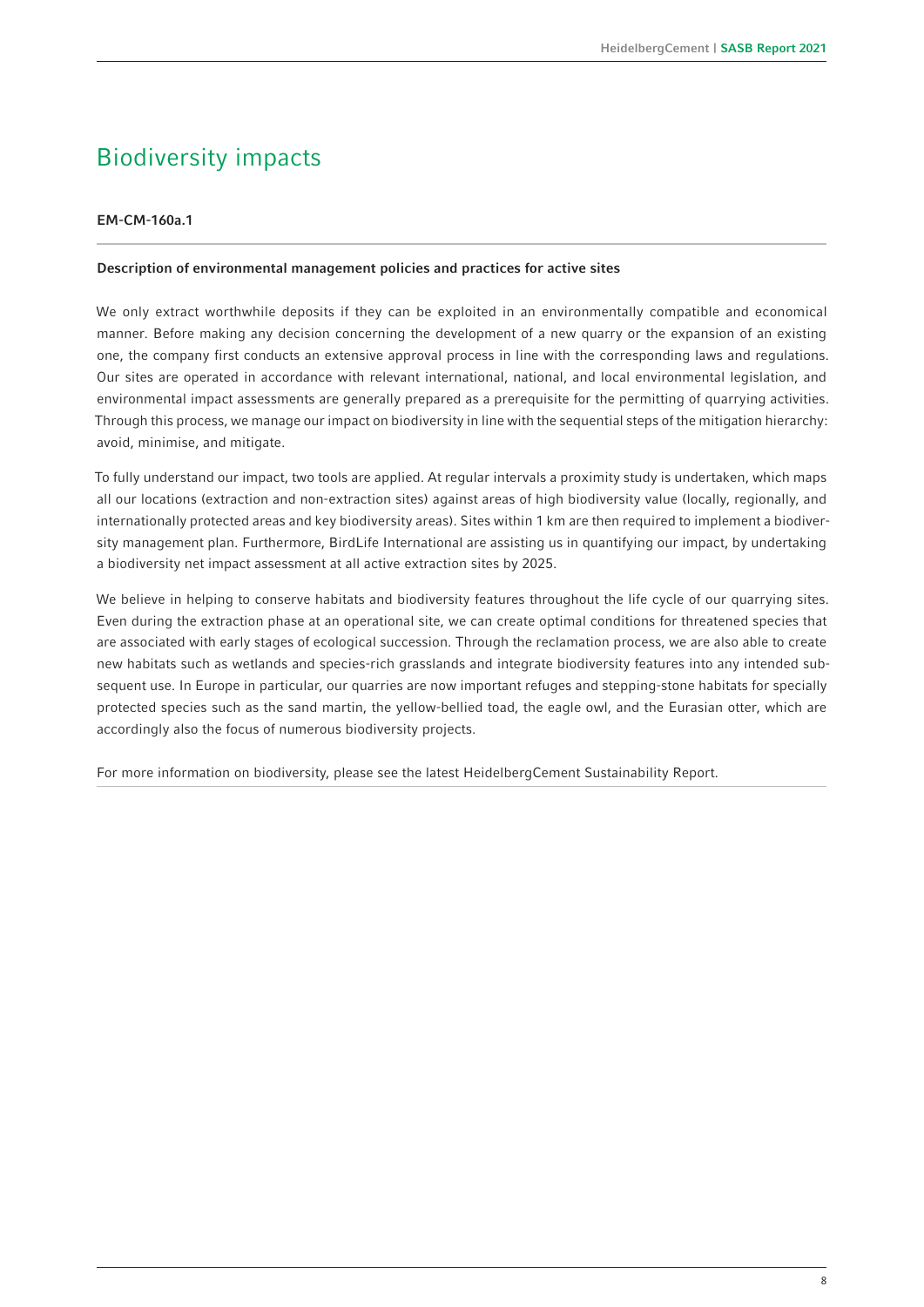# Biodiversity impacts

**EM-CM-160a.1**

**Description of environmental management policies and practices for active sites**

We only extract worthwhile deposits if they can be exploited in an environmentally compatible and economical manner. Before making any decision concerning the development of a new quarry or the expansion of an existing one, the company first conducts an extensive approval process in line with the corresponding laws and regulations. Our sites are operated in accordance with relevant international, national, and local environmental legislation, and environmental impact assessments are generally prepared as a prerequisite for the permitting of quarrying activities. Through this process, we manage our impact on biodiversity in line with the sequential steps of the mitigation hierarchy: avoid, minimise, and mitigate.

To fully understand our impact, two tools are applied. At regular intervals a proximity study is undertaken, which maps all our locations (extraction and non-extraction sites) against areas of high biodiversity value (locally, regionally, and internationally protected areas and key biodiversity areas). Sites within 1 km are then required to implement a biodiversity management plan. Furthermore, BirdLife International are assisting us in quantifying our impact, by undertaking a biodiversity net impact assessment at all active extraction sites by 2025.

We believe in helping to conserve habitats and biodiversity features throughout the life cycle of our quarrying sites. Even during the extraction phase at an operational site, we can create optimal conditions for threatened species that are associated with early stages of ecological succession. Through the reclamation process, we are also able to create new habitats such as wetlands and species-rich grasslands and integrate biodiversity features into any intended subsequent use. In Europe in particular, our quarries are now important refuges and stepping-stone habitats for specially protected species such as the sand martin, the yellow-bellied toad, the eagle owl, and the Eurasian otter, which are accordingly also the focus of numerous biodiversity projects.

For more information on biodiversity, please see the latest HeidelbergCement Sustainability Report.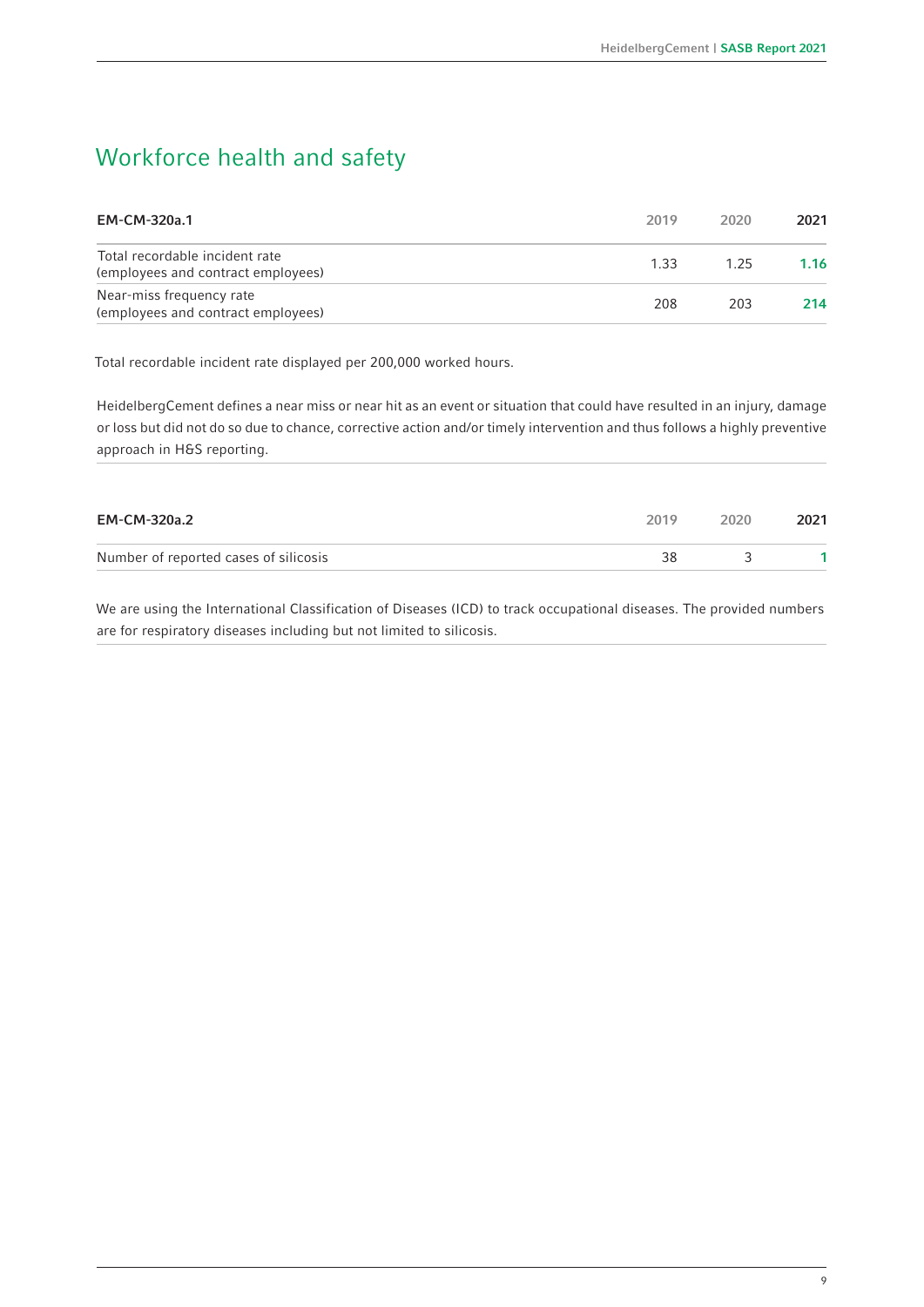# Workforce health and safety

| EM-CM-320a.1 | 2019 | 2020 | 2021 |
|---|---|---|---|
| Total recordable incident rate (employees and contract employees) | 1.33 | 1.25 | **1.16** |
| Near-miss frequency rate (employees and contract employees) | 208 | 203 | **214** |

Total recordable incident rate displayed per 200,000 worked hours.

HeidelbergCement defines a near miss or near hit as an event or situation that could have resulted in an injury, damage or loss but did not do so due to chance, corrective action and/or timely intervention and thus follows a highly preventive approach in H&S reporting.

| EM-CM-320a.2 | 2019 | 2020 | 2021 |
|---|---|---|---|
| Number of reported cases of silicosis | 38 | 3 | **1** |

We are using the International Classification of Diseases (ICD) to track occupational diseases. The provided numbers are for respiratory diseases including but not limited to silicosis.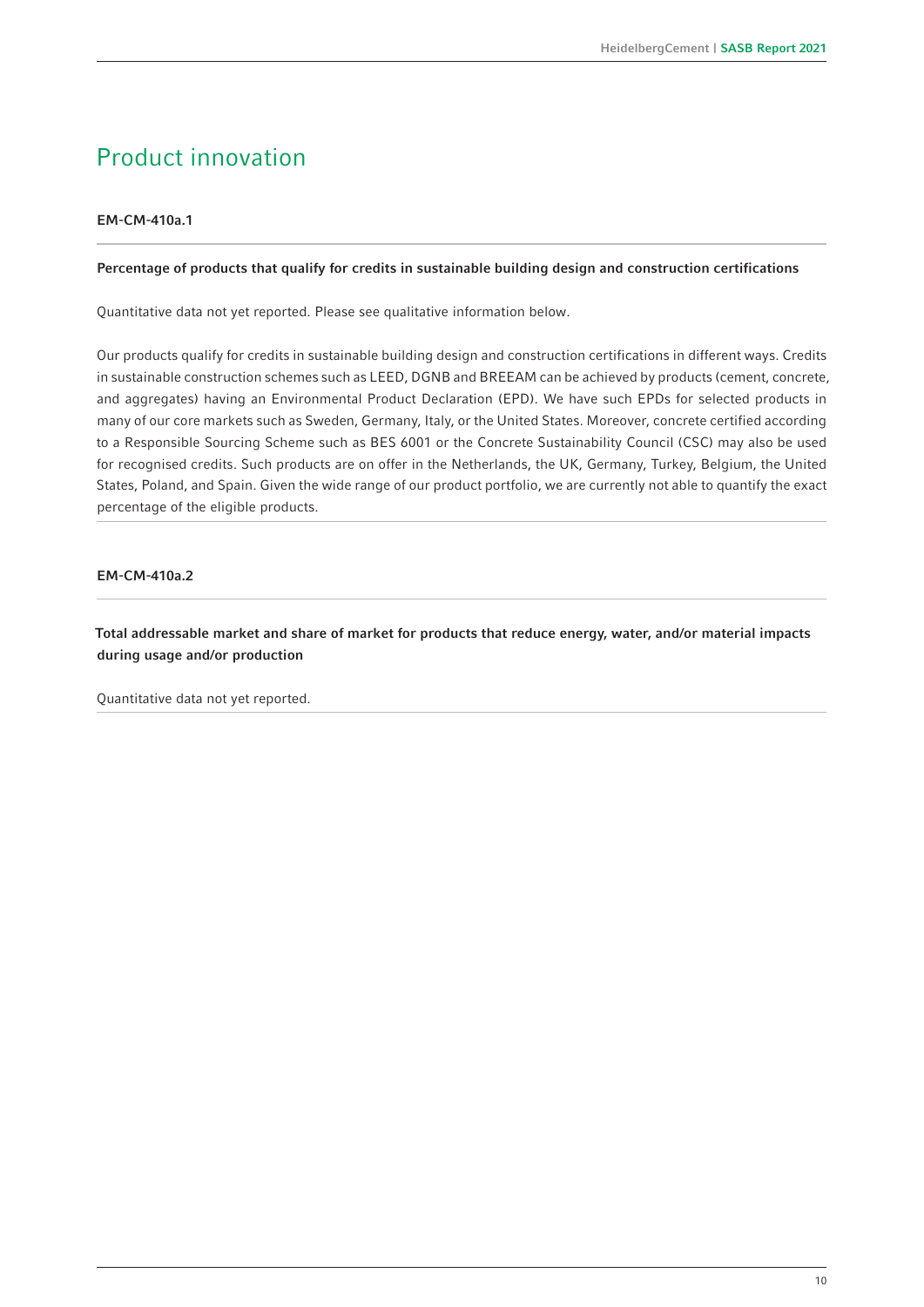# Product innovation

**EM-CM-410a.1**

**Percentage of products that qualify for credits in sustainable building design and construction certifications**

Quantitative data not yet reported. Please see qualitative information below.

Our products qualify for credits in sustainable building design and construction certifications in different ways. Credits in sustainable construction schemes such as LEED, DGNB and BREEAM can be achieved by products (cement, concrete, and aggregates) having an Environmental Product Declaration (EPD). We have such EPDs for selected products in many of our core markets such as Sweden, Germany, Italy, or the United States. Moreover, concrete certified according to a Responsible Sourcing Scheme such as BES 6001 or the Concrete Sustainability Council (CSC) may also be used for recognised credits. Such products are on offer in the Netherlands, the UK, Germany, Turkey, Belgium, the United States, Poland, and Spain. Given the wide range of our product portfolio, we are currently not able to quantify the exact percentage of the eligible products.

**EM-CM-410a.2**

**Total addressable market and share of market for products that reduce energy, water, and/or material impacts during usage and/or production**

Quantitative data not yet reported.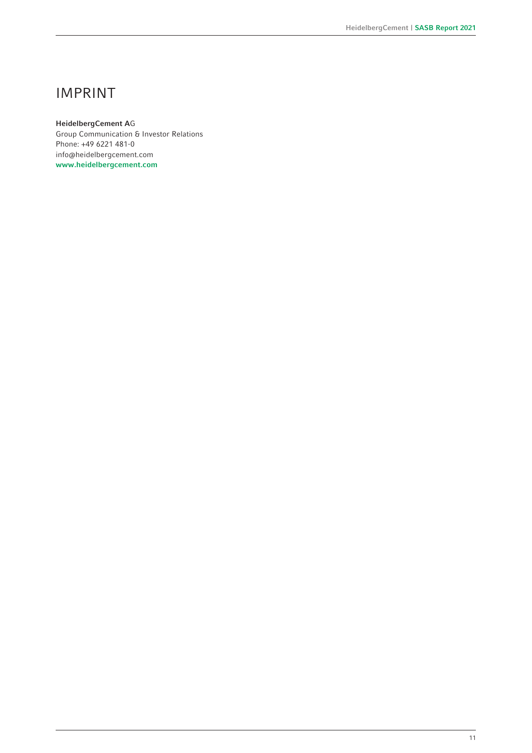# IMPRINT

**HeidelbergCement AG**
Group Communication & Investor Relations
Phone: +49 6221 481-0
info@heidelbergcement.com
**www.heidelbergcement.com**